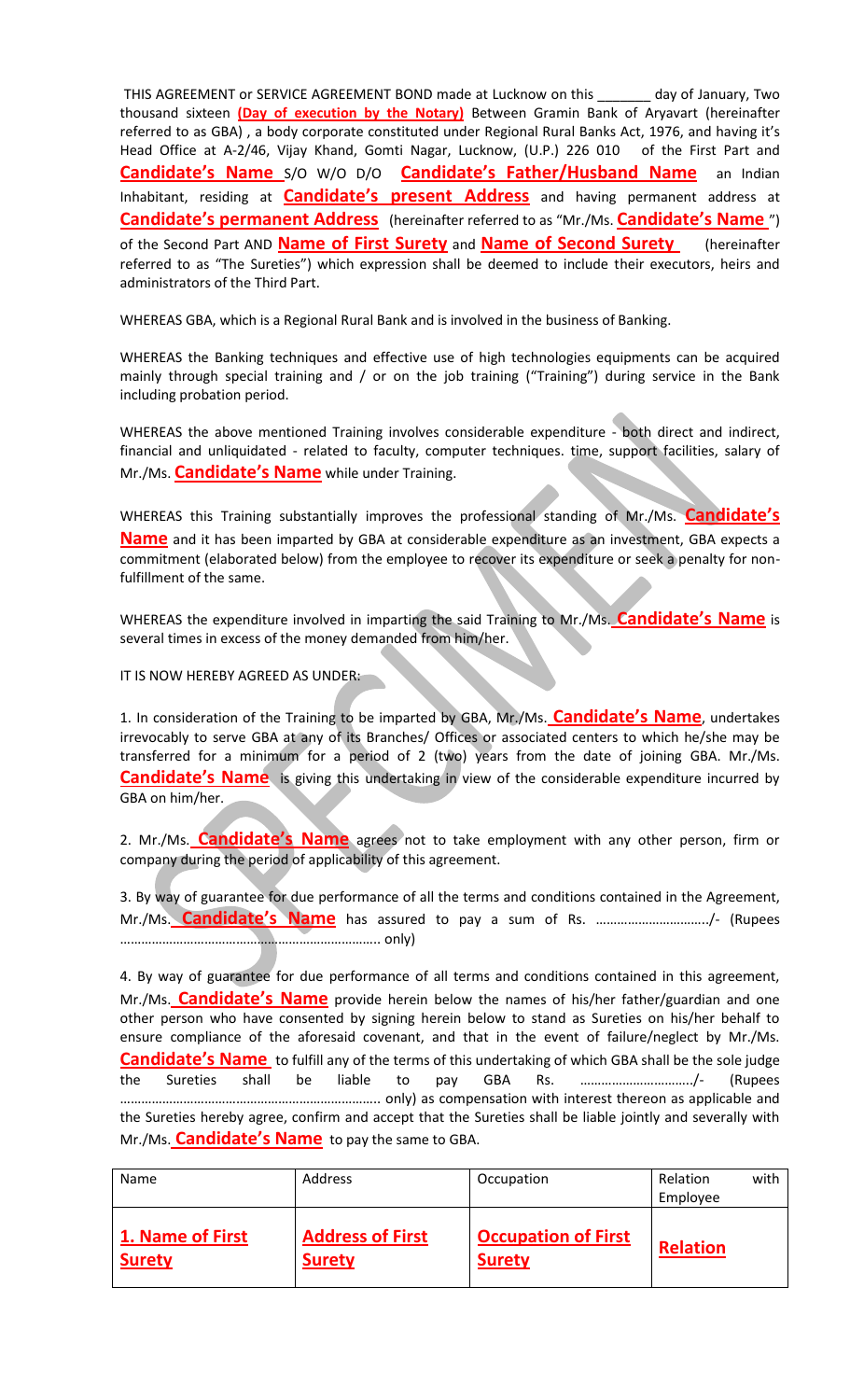THIS AGREEMENT or SERVICE AGREEMENT BOND made at Lucknow on this _______ day of January, Two thousand sixteen **(Day of execution by the Notary)** Between Gramin Bank of Aryavart (hereinafter referred to as GBA) , a body corporate constituted under Regional Rural Banks Act, 1976, and having it's Head Office at A-2/46, Vijay Khand, Gomti Nagar, Lucknow, (U.P.) 226 010 of the First Part and **Candidate's Name** S/O W/O D/O **Candidate's Father/Husband Name** an Indian Inhabitant, residing at **Candidate's present Address** and having permanent address at **Candidate's permanent Address** (hereinafter referred to as "Mr./Ms. **Candidate's Name** ") of the Second Part AND **Name of First Surety** and **Name of Second Surety** (hereinafter referred to as "The Sureties") which expression shall be deemed to include their executors, heirs and administrators of the Third Part.

WHEREAS GBA, which is a Regional Rural Bank and is involved in the business of Banking.

WHEREAS the Banking techniques and effective use of high technologies equipments can be acquired mainly through special training and / or on the job training ("Training") during service in the Bank including probation period.

WHEREAS the above mentioned Training involves considerable expenditure - both direct and indirect, financial and unliquidated - related to faculty, computer techniques. time, support facilities, salary of Mr./Ms. **Candidate's Name** while under Training.

WHEREAS this Training substantially improves the professional standing of Mr./Ms. **Candidate's Name** and it has been imparted by GBA at considerable expenditure as an investment, GBA expects a commitment (elaborated below) from the employee to recover its expenditure or seek a penalty for non-fulfillment of the same.

WHEREAS the expenditure involved in imparting the said Training to Mr./Ms. **Candidate's Name** is several times in excess of the money demanded from him/her.

IT IS NOW HEREBY AGREED AS UNDER:

1. In consideration of the Training to be imparted by GBA, Mr./Ms. **Candidate's Name**, undertakes irrevocably to serve GBA at any of its Branches/ Offices or associated centers to which he/she may be transferred for a minimum for a period of 2 (two) years from the date of joining GBA. Mr./Ms. **Candidate's Name** is giving this undertaking in view of the considerable expenditure incurred by GBA on him/her.

2. Mr./Ms. **Candidate's Name** agrees not to take employment with any other person, firm or company during the period of applicability of this agreement.

3. By way of guarantee for due performance of all the terms and conditions contained in the Agreement, Mr./Ms. **Candidate's Name** has assured to pay a sum of Rs. ………………………../- (Rupees ……………………………………………………….. only)

4. By way of guarantee for due performance of all terms and conditions contained in this agreement, Mr./Ms. **Candidate's Name** provide herein below the names of his/her father/guardian and one other person who have consented by signing herein below to stand as Sureties on his/her behalf to ensure compliance of the aforesaid covenant, and that in the event of failure/neglect by Mr./Ms. **Candidate's Name** to fulfill any of the terms of this undertaking of which GBA shall be the sole judge the Sureties shall be liable to pay GBA Rs. ………………………../- (Rupees ……………………………………………………….. only) as compensation with interest thereon as applicable and the Sureties hereby agree, confirm and accept that the Sureties shall be liable jointly and severally with Mr./Ms. **Candidate's Name** to pay the same to GBA.

| Name | Address | Occupation | Relation with Employee |
|---|---|---|---|
| **1. Name of First Surety** | **Address of First Surety** | **Occupation of First Surety** | **Relation** |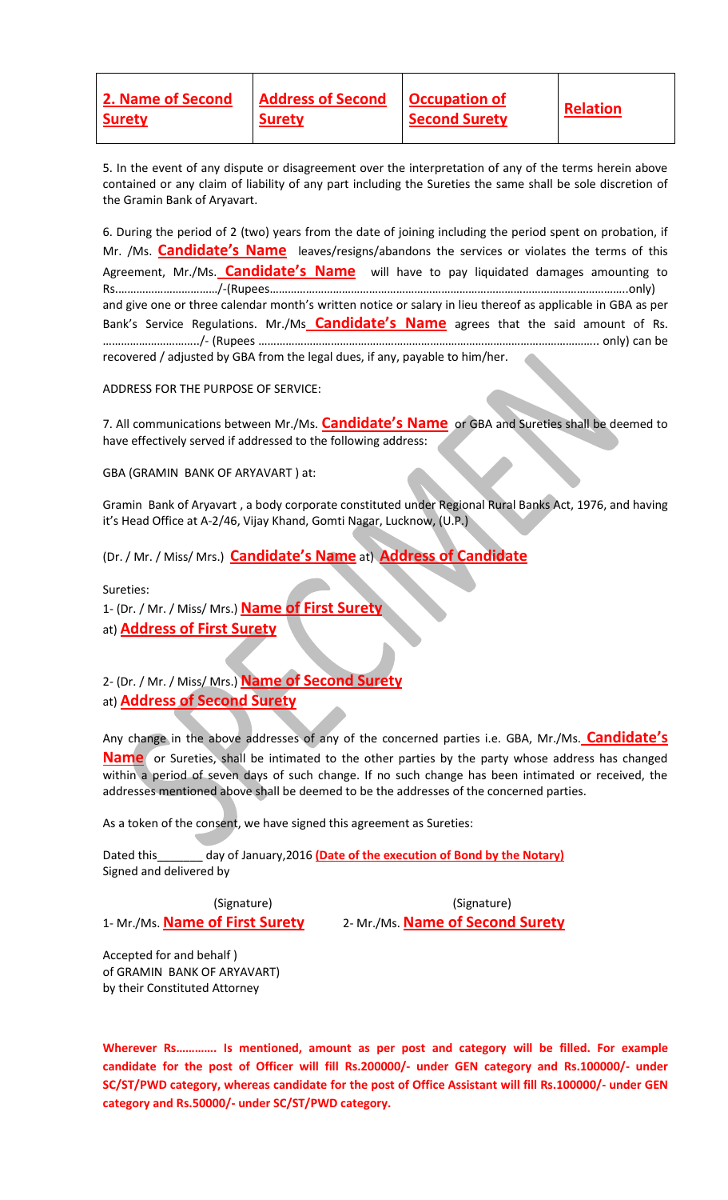| **2. Name of Second Surety** | **Address of Second Surety** | **Occupation of Second Surety** | **Relation** |
|---|---|---|---|

5. In the event of any dispute or disagreement over the interpretation of any of the terms herein above contained or any claim of liability of any part including the Sureties the same shall be sole discretion of the Gramin Bank of Aryavart.

6. During the period of 2 (two) years from the date of joining including the period spent on probation, if Mr. /Ms. **Candidate's Name** leaves/resigns/abandons the services or violates the terms of this Agreement, Mr./Ms. **Candidate's Name** will have to pay liquidated damages amounting to Rs……………………………/-(Rupees………………………………………………………………………………………………………….only) and give one or three calendar month's written notice or salary in lieu thereof as applicable in GBA as per Bank's Service Regulations. Mr./Ms **Candidate's Name** agrees that the said amount of Rs. ……………………………/- (Rupees ………………………………………………………………………………………………….. only) can be recovered / adjusted by GBA from the legal dues, if any, payable to him/her.

ADDRESS FOR THE PURPOSE OF SERVICE:

7. All communications between Mr./Ms. **Candidate's Name** or GBA and Sureties shall be deemed to have effectively served if addressed to the following address:

GBA (GRAMIN BANK OF ARYAVART ) at:

Gramin Bank of Aryavart , a body corporate constituted under Regional Rural Banks Act, 1976, and having it's Head Office at A-2/46, Vijay Khand, Gomti Nagar, Lucknow, (U.P.)

(Dr. / Mr. / Miss/ Mrs.) **Candidate's Name** at) **Address of Candidate**

Sureties:

1- (Dr. / Mr. / Miss/ Mrs.) **Name of First Surety**
at) **Address of First Surety**

2- (Dr. / Mr. / Miss/ Mrs.) **Name of Second Surety**
at) **Address of Second Surety**

Any change in the above addresses of any of the concerned parties i.e. GBA, Mr./Ms. **Candidate's Name** or Sureties, shall be intimated to the other parties by the party whose address has changed within a period of seven days of such change. If no such change has been intimated or received, the addresses mentioned above shall be deemed to be the addresses of the concerned parties.

As a token of the consent, we have signed this agreement as Sureties:

Dated this_______ day of January,2016 **(Date of the execution of Bond by the Notary)**
Signed and delivered by

(Signature) (Signature)

1- Mr./Ms. **Name of First Surety** 2- Mr./Ms. **Name of Second Surety**

Accepted for and behalf )
of GRAMIN BANK OF ARYAVART)
by their Constituted Attorney

**Wherever Rs…………. Is mentioned, amount as per post and category will be filled. For example candidate for the post of Officer will fill Rs.200000/- under GEN category and Rs.100000/- under SC/ST/PWD category, whereas candidate for the post of Office Assistant will fill Rs.100000/- under GEN category and Rs.50000/- under SC/ST/PWD category.**